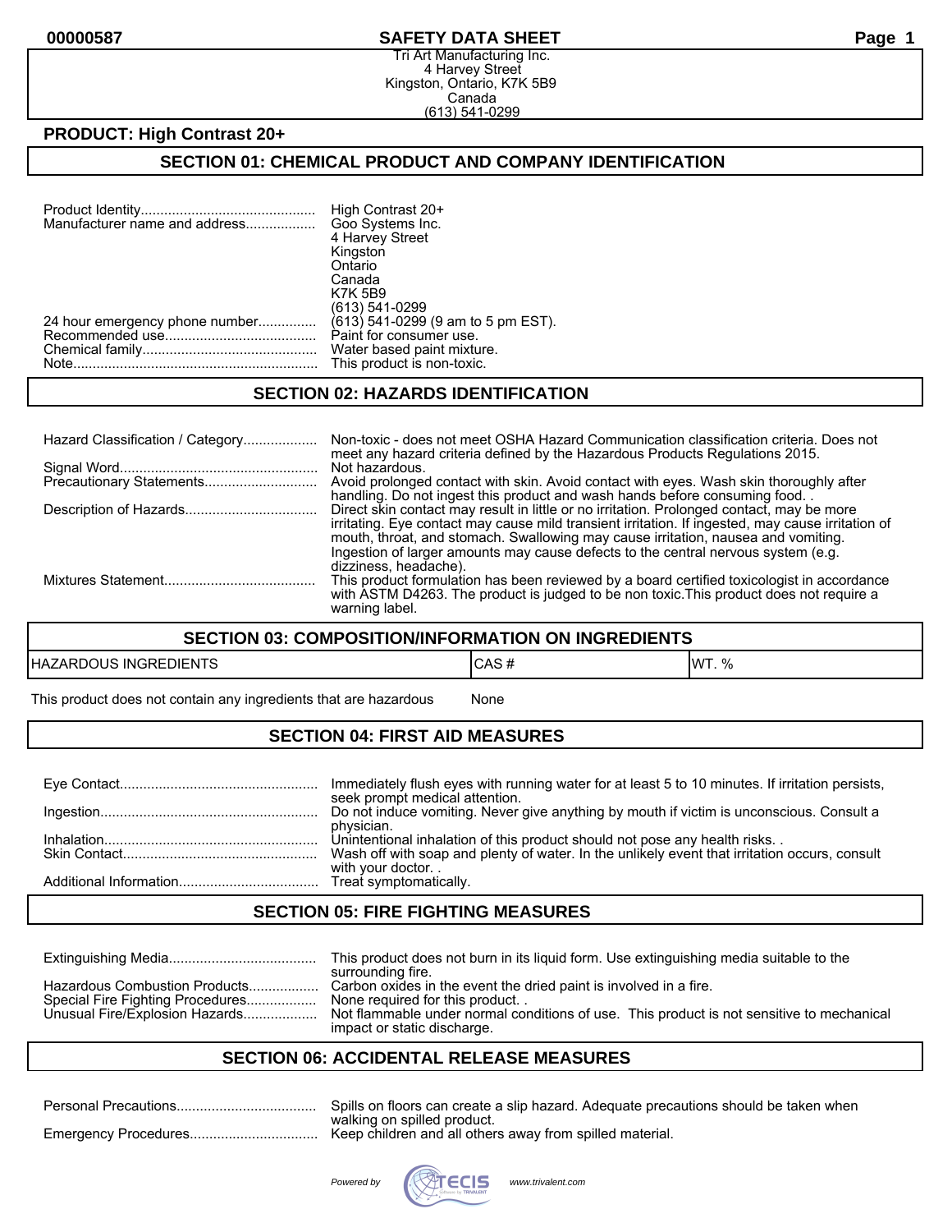**SAFETY DATA SHEET**

Tri Art Manufacturing Inc.
4 Harvey Street
Kingston, Ontario, K7K 5B9
Canada
(613) 541-0299

**PRODUCT: High Contrast 20+**

## SECTION 01: CHEMICAL PRODUCT AND COMPANY IDENTIFICATION

| | |
|---|---|
| Product Identity | High Contrast 20+ |
| Manufacturer name and address | Goo Systems Inc.<br>4 Harvey Street<br>Kingston<br>Ontario<br>Canada<br>K7K 5B9<br>(613) 541-0299 |
| 24 hour emergency phone number | (613) 541-0299 (9 am to 5 pm EST). |
| Recommended use | Paint for consumer use. |
| Chemical family | Water based paint mixture. |
| Note | This product is non-toxic. |

## SECTION 02: HAZARDS IDENTIFICATION

| | |
|---|---|
| Hazard Classification / Category | Non-toxic - does not meet OSHA Hazard Communication classification criteria. Does not meet any hazard criteria defined by the Hazardous Products Regulations 2015. |
| Signal Word | Not hazardous. |
| Precautionary Statements | Avoid prolonged contact with skin. Avoid contact with eyes. Wash skin thoroughly after handling. Do not ingest this product and wash hands before consuming food. . |
| Description of Hazards | Direct skin contact may result in little or no irritation. Prolonged contact, may be more irritating. Eye contact may cause mild transient irritation. If ingested, may cause irritation of mouth, throat, and stomach. Swallowing may cause irritation, nausea and vomiting. Ingestion of larger amounts may cause defects to the central nervous system (e.g. dizziness, headache). |
| Mixtures Statement | This product formulation has been reviewed by a board certified toxicologist in accordance with ASTM D4263. The product is judged to be non toxic.This product does not require a warning label. |

## SECTION 03: COMPOSITION/INFORMATION ON INGREDIENTS

| HAZARDOUS INGREDIENTS | CAS # | WT. % |
|---|---|---|
| This product does not contain any ingredients that are hazardous | None | |

## SECTION 04: FIRST AID MEASURES

| | |
|---|---|
| Eye Contact | Immediately flush eyes with running water for at least 5 to 10 minutes. If irritation persists, seek prompt medical attention. |
| Ingestion | Do not induce vomiting. Never give anything by mouth if victim is unconscious. Consult a physician. |
| Inhalation | Unintentional inhalation of this product should not pose any health risks. . |
| Skin Contact | Wash off with soap and plenty of water. In the unlikely event that irritation occurs, consult with your doctor. . |
| Additional Information | Treat symptomatically. |

## SECTION 05: FIRE FIGHTING MEASURES

| | |
|---|---|
| Extinguishing Media | This product does not burn in its liquid form. Use extinguishing media suitable to the surrounding fire. |
| Hazardous Combustion Products | Carbon oxides in the event the dried paint is involved in a fire. |
| Special Fire Fighting Procedures | None required for this product. . |
| Unusual Fire/Explosion Hazards | Not flammable under normal conditions of use. This product is not sensitive to mechanical impact or static discharge. |

## SECTION 06: ACCIDENTAL RELEASE MEASURES

| | |
|---|---|
| Personal Precautions | Spills on floors can create a slip hazard. Adequate precautions should be taken when walking on spilled product. |
| Emergency Procedures | Keep children and all others away from spilled material. |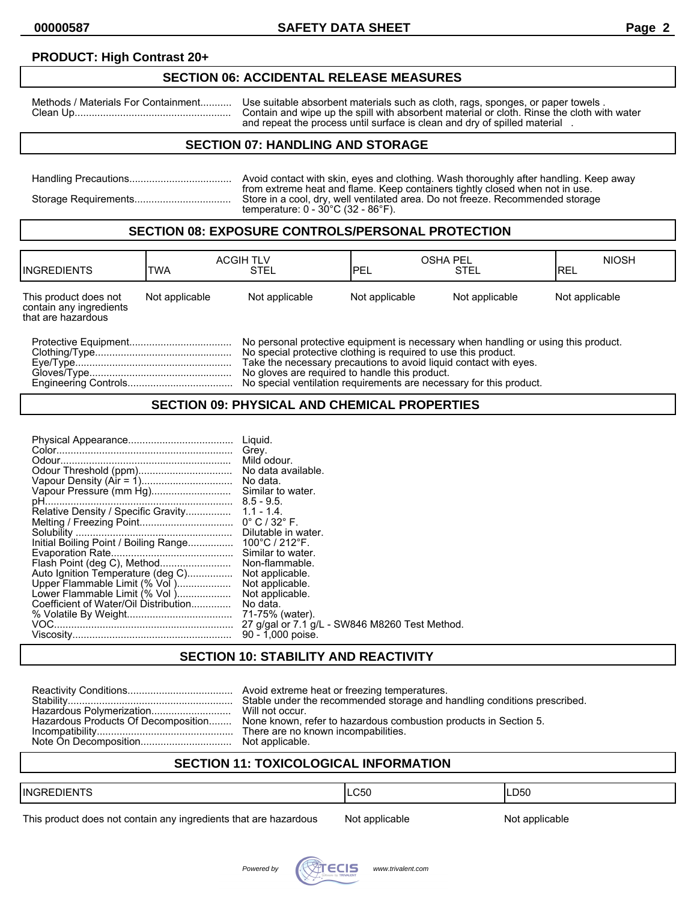**PRODUCT: High Contrast 20+**

## SECTION 06: ACCIDENTAL RELEASE MEASURES

Methods / Materials For Containment........... Use suitable absorbent materials such as cloth, rags, sponges, or paper towels .

Clean Up....................................................... Contain and wipe up the spill with absorbent material or cloth. Rinse the cloth with water and repeat the process until surface is clean and dry of spilled material .

## SECTION 07: HANDLING AND STORAGE

Handling Precautions.................................... Avoid contact with skin, eyes and clothing. Wash thoroughly after handling. Keep away from extreme heat and flame. Keep containers tightly closed when not in use.

Storage Requirements.................................. Store in a cool, dry, well ventilated area. Do not freeze. Recommended storage temperature: 0 - 30°C (32 - 86°F).

## SECTION 08: EXPOSURE CONTROLS/PERSONAL PROTECTION

| INGREDIENTS | ACGIH TLV TWA | ACGIH TLV STEL | OSHA PEL PEL | OSHA PEL STEL | NIOSH REL |
|---|---|---|---|---|---|
| This product does not contain any ingredients that are hazardous | Not applicable | Not applicable | Not applicable | Not applicable | Not applicable |

Protective Equipment.................................... No personal protective equipment is necessary when handling or using this product.

Clothing/Type................................................ No special protective clothing is required to use this product.

Eye/Type....................................................... Take the necessary precautions to avoid liquid contact with eyes.

Gloves/Type.................................................. No gloves are required to handle this product.

Engineering Controls..................................... No special ventilation requirements are necessary for this product.

## SECTION 09: PHYSICAL AND CHEMICAL PROPERTIES

Physical Appearance..................................... Liquid.

Color.............................................................. Grey.

Odour............................................................. Mild odour.

Odour Threshold (ppm)................................. No data available.

Vapour Density (Air = 1)................................ No data.

Vapour Pressure (mm Hg)............................. Similar to water.

pH.................................................................. 8.5 - 9.5.

Relative Density / Specific Gravity................ 1.1 - 1.4.

Melting / Freezing Point................................. 0° C / 32° F.

Solubility ....................................................... Dilutable in water.

Initial Boiling Point / Boiling Range................ 100°C / 212°F.

Evaporation Rate............................................ Similar to water.

Flash Point (deg C), Method.......................... Non-flammable.

Auto Ignition Temperature (deg C)................ Not applicable.

Upper Flammable Limit (% Vol )................... Not applicable.

Lower Flammable Limit (% Vol )................... Not applicable.

Coefficient of Water/Oil Distribution.............. No data.

% Volatile By Weight..................................... 71-75% (water).

VOC............................................................... 27 g/gal or 7.1 g/L - SW846 M8260 Test Method.

Viscosity......................................................... 90 - 1,000 poise.

## SECTION 10: STABILITY AND REACTIVITY

Reactivity Conditions..................................... Avoid extreme heat or freezing temperatures.

Stability.......................................................... Stable under the recommended storage and handling conditions prescribed.

Hazardous Polymerization............................. Will not occur.

Hazardous Products Of Decomposition......... None known, refer to hazardous combustion products in Section 5.

Incompatibility................................................ There are no known incompatibilities.

Note On Decomposition................................. Not applicable.

## SECTION 11: TOXICOLOGICAL INFORMATION

| INGREDIENTS | LC50 | LD50 |
|---|---|---|
| This product does not contain any ingredients that are hazardous | Not applicable | Not applicable |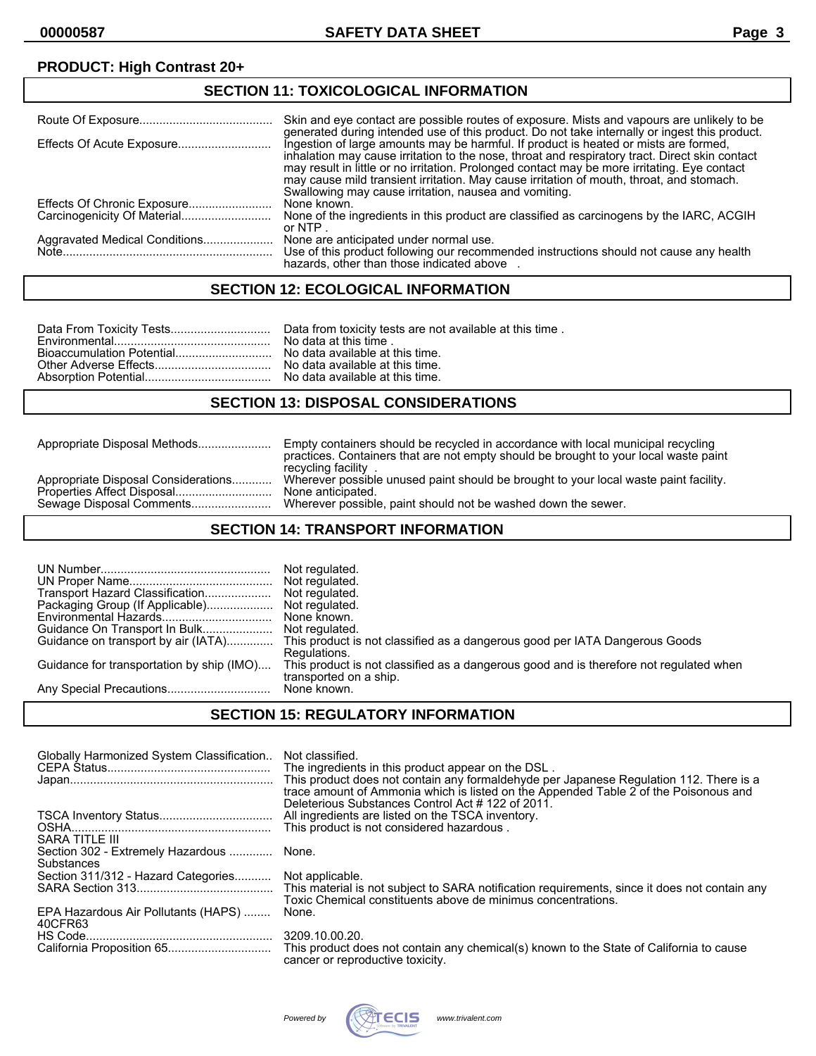**PRODUCT: High Contrast 20+**

## SECTION 11: TOXICOLOGICAL INFORMATION

| | |
|---|---|
| Route Of Exposure | Skin and eye contact are possible routes of exposure. Mists and vapours are unlikely to be generated during intended use of this product. Do not take internally or ingest this product. |
| Effects Of Acute Exposure | Ingestion of large amounts may be harmful. If product is heated or mists are formed, inhalation may cause irritation to the nose, throat and respiratory tract. Direct skin contact may result in little or no irritation. Prolonged contact may be more irritating. Eye contact may cause mild transient irritation. May cause irritation of mouth, throat, and stomach. Swallowing may cause irritation, nausea and vomiting. |
| Effects Of Chronic Exposure | None known. |
| Carcinogenicity Of Material | None of the ingredients in this product are classified as carcinogens by the IARC, ACGIH or NTP . |
| Aggravated Medical Conditions | None are anticipated under normal use. |
| Note | Use of this product following our recommended instructions should not cause any health hazards, other than those indicated above . |

## SECTION 12: ECOLOGICAL INFORMATION

| | |
|---|---|
| Data From Toxicity Tests | Data from toxicity tests are not available at this time . |
| Environmental | No data at this time . |
| Bioaccumulation Potential | No data available at this time. |
| Other Adverse Effects | No data available at this time. |
| Absorption Potential | No data available at this time. |

## SECTION 13: DISPOSAL CONSIDERATIONS

| | |
|---|---|
| Appropriate Disposal Methods | Empty containers should be recycled in accordance with local municipal recycling practices. Containers that are not empty should be brought to your local waste paint recycling facility . |
| Appropriate Disposal Considerations | Wherever possible unused paint should be brought to your local waste paint facility. |
| Properties Affect Disposal | None anticipated. |
| Sewage Disposal Comments | Wherever possible, paint should not be washed down the sewer. |

## SECTION 14: TRANSPORT INFORMATION

| | |
|---|---|
| UN Number | Not regulated. |
| UN Proper Name | Not regulated. |
| Transport Hazard Classification | Not regulated. |
| Packaging Group (If Applicable) | Not regulated. |
| Environmental Hazards | None known. |
| Guidance On Transport In Bulk | Not regulated. |
| Guidance on transport by air (IATA) | This product is not classified as a dangerous good per IATA Dangerous Goods Regulations. |
| Guidance for transportation by ship (IMO) | This product is not classified as a dangerous good and is therefore not regulated when transported on a ship. |
| Any Special Precautions | None known. |

## SECTION 15: REGULATORY INFORMATION

| | |
|---|---|
| Globally Harmonized System Classification | Not classified. |
| CEPA Status | The ingredients in this product appear on the DSL . |
| Japan | This product does not contain any formaldehyde per Japanese Regulation 112. There is a trace amount of Ammonia which is listed on the Appended Table 2 of the Poisonous and Deleterious Substances Control Act # 122 of 2011. |
| TSCA Inventory Status | All ingredients are listed on the TSCA inventory. |
| OSHA | This product is not considered hazardous . |
| SARA TITLE III | |
| Section 302 - Extremely Hazardous Substances | None. |
| Section 311/312 - Hazard Categories | Not applicable. |
| SARA Section 313 | This material is not subject to SARA notification requirements, since it does not contain any Toxic Chemical constituents above de minimus concentrations. |
| EPA Hazardous Air Pollutants (HAPS) 40CFR63 | None. |
| HS Code | 3209.10.00.20. |
| California Proposition 65 | This product does not contain any chemical(s) known to the State of California to cause cancer or reproductive toxicity. |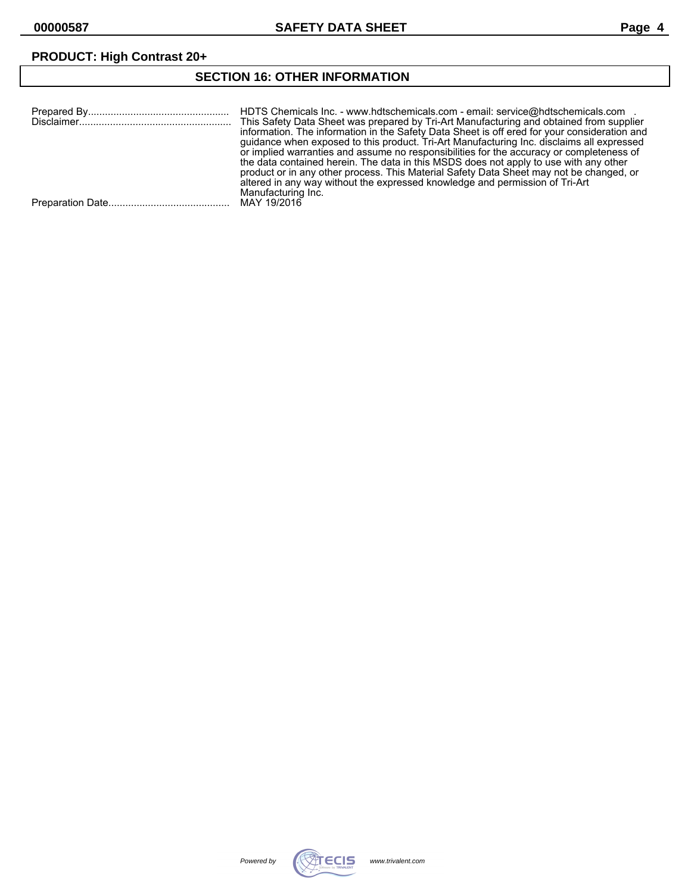**PRODUCT: High Contrast 20+**

## SECTION 16: OTHER INFORMATION

| | |
|---|---|
| Prepared By | HDTS Chemicals Inc. - www.hdtschemicals.com - email: service@hdtschemicals.com . |
| Disclaimer | This Safety Data Sheet was prepared by Tri-Art Manufacturing and obtained from supplier information. The information in the Safety Data Sheet is off ered for your consideration and guidance when exposed to this product. Tri-Art Manufacturing Inc. disclaims all expressed or implied warranties and assume no responsibilities for the accuracy or completeness of the data contained herein. The data in this MSDS does not apply to use with any other product or in any other process. This Material Safety Data Sheet may not be changed, or altered in any way without the expressed knowledge and permission of Tri-Art Manufacturing Inc. |
| Preparation Date | MAY 19/2016 |